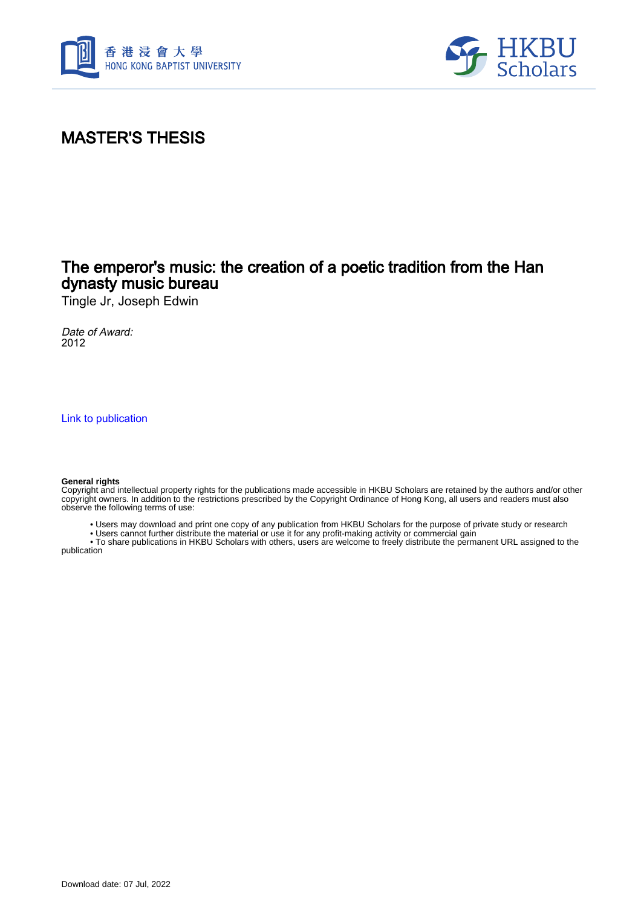# MASTER'S THESIS

## The emperor's music: the creation of a poetic tradition from the Han dynasty music bureau

Tingle Jr, Joseph Edwin

*Date of Award:*
2012

Link to publication

**General rights**
Copyright and intellectual property rights for the publications made accessible in HKBU Scholars are retained by the authors and/or other copyright owners. In addition to the restrictions prescribed by the Copyright Ordinance of Hong Kong, all users and readers must also observe the following terms of use:

- Users may download and print one copy of any publication from HKBU Scholars for the purpose of private study or research
- Users cannot further distribute the material or use it for any profit-making activity or commercial gain
- To share publications in HKBU Scholars with others, users are welcome to freely distribute the permanent URL assigned to the publication

Download date: 07 Jul, 2022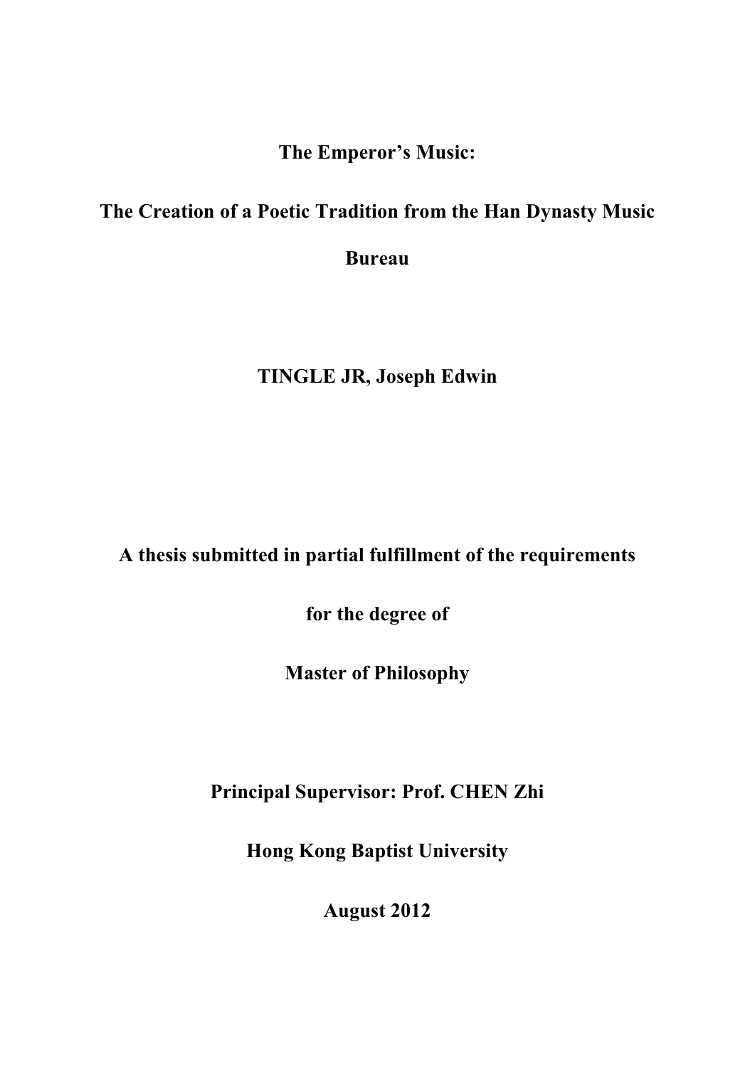# The Emperor's Music:

## The Creation of a Poetic Tradition from the Han Dynasty Music Bureau

**TINGLE JR, Joseph Edwin**

**A thesis submitted in partial fulfillment of the requirements**

**for the degree of**

**Master of Philosophy**

**Principal Supervisor: Prof. CHEN Zhi**

**Hong Kong Baptist University**

**August 2012**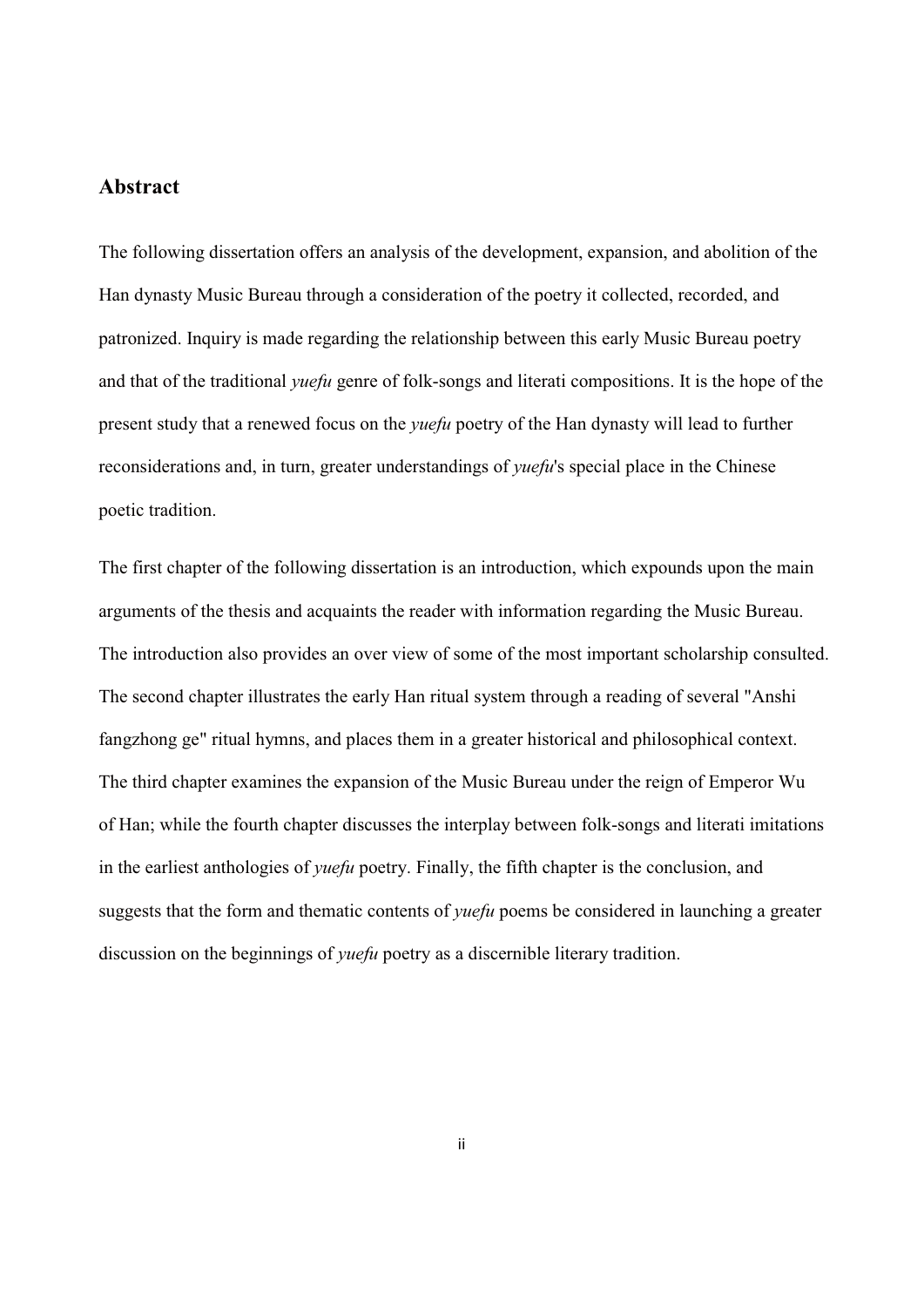## Abstract

The following dissertation offers an analysis of the development, expansion, and abolition of the Han dynasty Music Bureau through a consideration of the poetry it collected, recorded, and patronized. Inquiry is made regarding the relationship between this early Music Bureau poetry and that of the traditional *yuefu* genre of folk-songs and literati compositions. It is the hope of the present study that a renewed focus on the *yuefu* poetry of the Han dynasty will lead to further reconsiderations and, in turn, greater understandings of *yuefu*'s special place in the Chinese poetic tradition.

The first chapter of the following dissertation is an introduction, which expounds upon the main arguments of the thesis and acquaints the reader with information regarding the Music Bureau. The introduction also provides an over view of some of the most important scholarship consulted. The second chapter illustrates the early Han ritual system through a reading of several "Anshi fangzhong ge" ritual hymns, and places them in a greater historical and philosophical context. The third chapter examines the expansion of the Music Bureau under the reign of Emperor Wu of Han; while the fourth chapter discusses the interplay between folk-songs and literati imitations in the earliest anthologies of *yuefu* poetry. Finally, the fifth chapter is the conclusion, and suggests that the form and thematic contents of *yuefu* poems be considered in launching a greater discussion on the beginnings of *yuefu* poetry as a discernible literary tradition.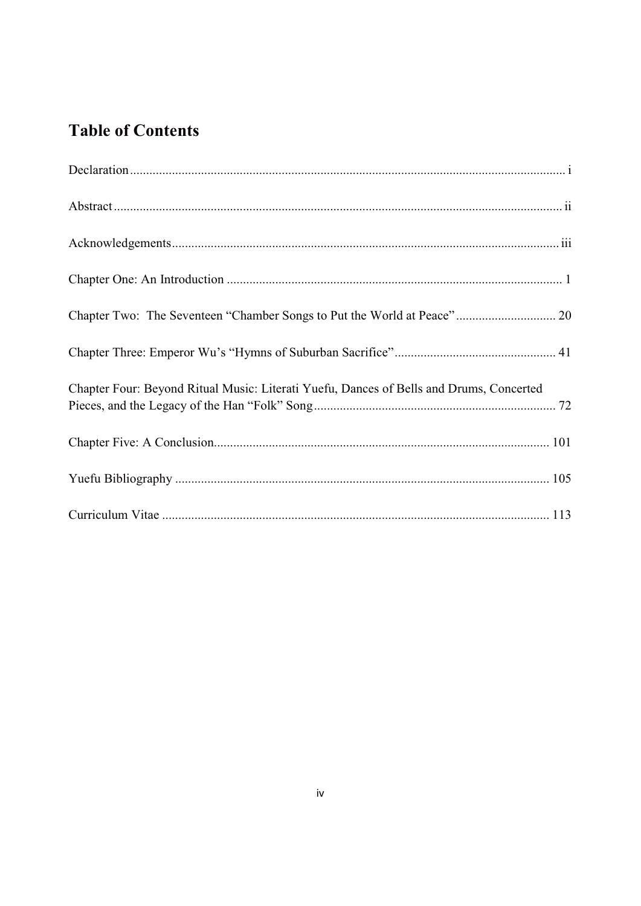## Table of Contents

Declaration ........ i

Abstract ........ ii

Acknowledgements ........ iii

Chapter One: An Introduction ........ 1

Chapter Two: The Seventeen "Chamber Songs to Put the World at Peace" ........ 20

Chapter Three: Emperor Wu's "Hymns of Suburban Sacrifice" ........ 41

Chapter Four: Beyond Ritual Music: Literati Yuefu, Dances of Bells and Drums, Concerted Pieces, and the Legacy of the Han "Folk" Song ........ 72

Chapter Five: A Conclusion ........ 101

Yuefu Bibliography ........ 105

Curriculum Vitae ........ 113